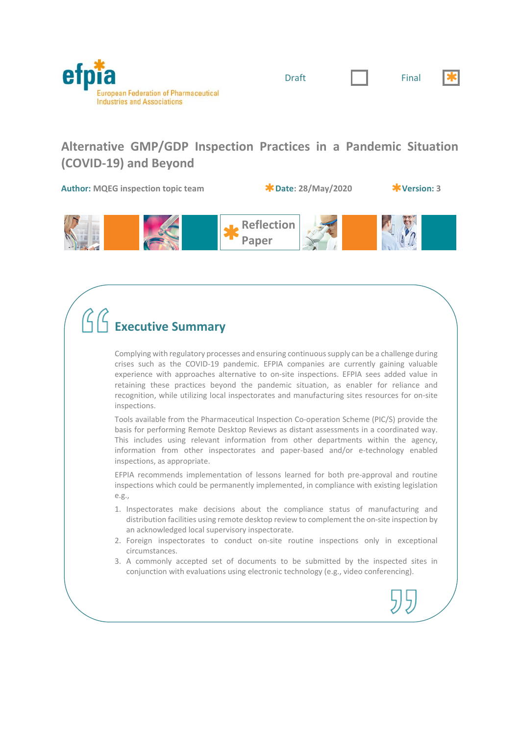efpia
European Federation of Pharmaceutical Industries and Associations

Draft ☐ Final ☒

# Alternative GMP/GDP Inspection Practices in a Pandemic Situation (COVID-19) and Beyond

**Author:** MQEG inspection topic team **Date:** 28/May/2020 **Version:** 3

Reflection Paper

## Executive Summary

Complying with regulatory processes and ensuring continuous supply can be a challenge during crises such as the COVID-19 pandemic. EFPIA companies are currently gaining valuable experience with approaches alternative to on-site inspections. EFPIA sees added value in retaining these practices beyond the pandemic situation, as enabler for reliance and recognition, while utilizing local inspectorates and manufacturing sites resources for on-site inspections.

Tools available from the Pharmaceutical Inspection Co-operation Scheme (PIC/S) provide the basis for performing Remote Desktop Reviews as distant assessments in a coordinated way. This includes using relevant information from other departments within the agency, information from other inspectorates and paper-based and/or e-technology enabled inspections, as appropriate.

EFPIA recommends implementation of lessons learned for both pre-approval and routine inspections which could be permanently implemented, in compliance with existing legislation e.g.,

1. Inspectorates make decisions about the compliance status of manufacturing and distribution facilities using remote desktop review to complement the on-site inspection by an acknowledged local supervisory inspectorate.
2. Foreign inspectorates to conduct on-site routine inspections only in exceptional circumstances.
3. A commonly accepted set of documents to be submitted by the inspected sites in conjunction with evaluations using electronic technology (e.g., video conferencing).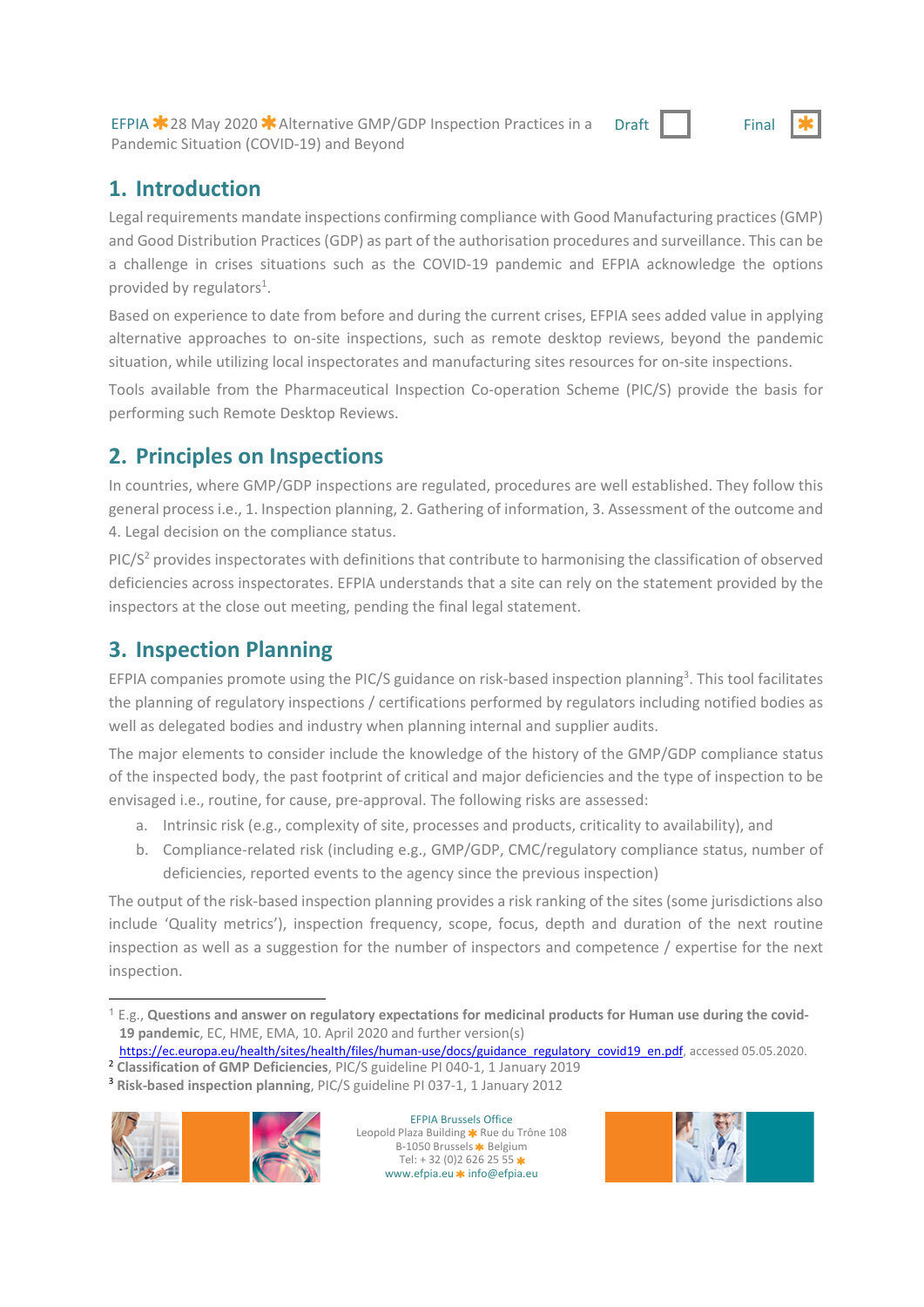## 1. Introduction

Legal requirements mandate inspections confirming compliance with Good Manufacturing practices (GMP) and Good Distribution Practices (GDP) as part of the authorisation procedures and surveillance. This can be a challenge in crises situations such as the COVID-19 pandemic and EFPIA acknowledge the options provided by regulators[1].

Based on experience to date from before and during the current crises, EFPIA sees added value in applying alternative approaches to on-site inspections, such as remote desktop reviews, beyond the pandemic situation, while utilizing local inspectorates and manufacturing sites resources for on-site inspections.

Tools available from the Pharmaceutical Inspection Co-operation Scheme (PIC/S) provide the basis for performing such Remote Desktop Reviews.

## 2. Principles on Inspections

In countries, where GMP/GDP inspections are regulated, procedures are well established. They follow this general process i.e., 1. Inspection planning, 2. Gathering of information, 3. Assessment of the outcome and 4. Legal decision on the compliance status.

PIC/S[2] provides inspectorates with definitions that contribute to harmonising the classification of observed deficiencies across inspectorates. EFPIA understands that a site can rely on the statement provided by the inspectors at the close out meeting, pending the final legal statement.

## 3. Inspection Planning

EFPIA companies promote using the PIC/S guidance on risk-based inspection planning[3]. This tool facilitates the planning of regulatory inspections / certifications performed by regulators including notified bodies as well as delegated bodies and industry when planning internal and supplier audits.

The major elements to consider include the knowledge of the history of the GMP/GDP compliance status of the inspected body, the past footprint of critical and major deficiencies and the type of inspection to be envisaged i.e., routine, for cause, pre-approval. The following risks are assessed:

a. Intrinsic risk (e.g., complexity of site, processes and products, criticality to availability), and
b. Compliance-related risk (including e.g., GMP/GDP, CMC/regulatory compliance status, number of deficiencies, reported events to the agency since the previous inspection)

The output of the risk-based inspection planning provides a risk ranking of the sites (some jurisdictions also include 'Quality metrics'), inspection frequency, scope, focus, depth and duration of the next routine inspection as well as a suggestion for the number of inspectors and competence / expertise for the next inspection.

---

[1] E.g., **Questions and answer on regulatory expectations for medicinal products for Human use during the covid-19 pandemic**, EC, HME, EMA, 10. April 2020 and further version(s) https://ec.europa.eu/health/sites/health/files/human-use/docs/guidance_regulatory_covid19_en.pdf, accessed 05.05.2020.

[2] **Classification of GMP Deficiencies**, PIC/S guideline PI 040-1, 1 January 2019

[3] **Risk-based inspection planning**, PIC/S guideline PI 037-1, 1 January 2012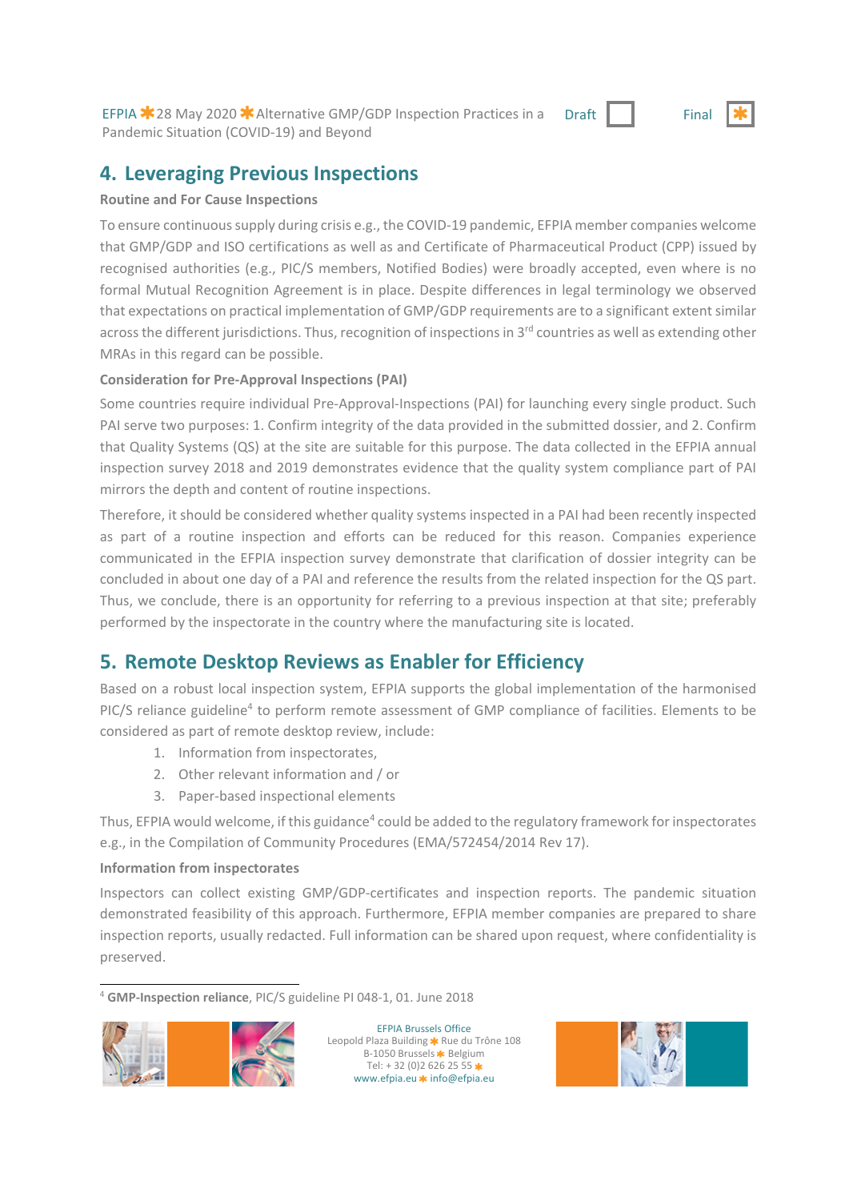## 4. Leveraging Previous Inspections

### Routine and For Cause Inspections

To ensure continuous supply during crisis e.g., the COVID-19 pandemic, EFPIA member companies welcome that GMP/GDP and ISO certifications as well as and Certificate of Pharmaceutical Product (CPP) issued by recognised authorities (e.g., PIC/S members, Notified Bodies) were broadly accepted, even where is no formal Mutual Recognition Agreement is in place. Despite differences in legal terminology we observed that expectations on practical implementation of GMP/GDP requirements are to a significant extent similar across the different jurisdictions. Thus, recognition of inspections in 3rd countries as well as extending other MRAs in this regard can be possible.

### Consideration for Pre-Approval Inspections (PAI)

Some countries require individual Pre-Approval-Inspections (PAI) for launching every single product. Such PAI serve two purposes: 1. Confirm integrity of the data provided in the submitted dossier, and 2. Confirm that Quality Systems (QS) at the site are suitable for this purpose. The data collected in the EFPIA annual inspection survey 2018 and 2019 demonstrates evidence that the quality system compliance part of PAI mirrors the depth and content of routine inspections.

Therefore, it should be considered whether quality systems inspected in a PAI had been recently inspected as part of a routine inspection and efforts can be reduced for this reason. Companies experience communicated in the EFPIA inspection survey demonstrate that clarification of dossier integrity can be concluded in about one day of a PAI and reference the results from the related inspection for the QS part. Thus, we conclude, there is an opportunity for referring to a previous inspection at that site; preferably performed by the inspectorate in the country where the manufacturing site is located.

## 5. Remote Desktop Reviews as Enabler for Efficiency

Based on a robust local inspection system, EFPIA supports the global implementation of the harmonised PIC/S reliance guideline[4] to perform remote assessment of GMP compliance of facilities. Elements to be considered as part of remote desktop review, include:

1. Information from inspectorates,
2. Other relevant information and / or
3. Paper-based inspectional elements

Thus, EFPIA would welcome, if this guidance[4] could be added to the regulatory framework for inspectorates e.g., in the Compilation of Community Procedures (EMA/572454/2014 Rev 17).

### Information from inspectorates

Inspectors can collect existing GMP/GDP-certificates and inspection reports. The pandemic situation demonstrated feasibility of this approach. Furthermore, EFPIA member companies are prepared to share inspection reports, usually redacted. Full information can be shared upon request, where confidentiality is preserved.

---

[4] **GMP-Inspection reliance**, PIC/S guideline PI 048-1, 01. June 2018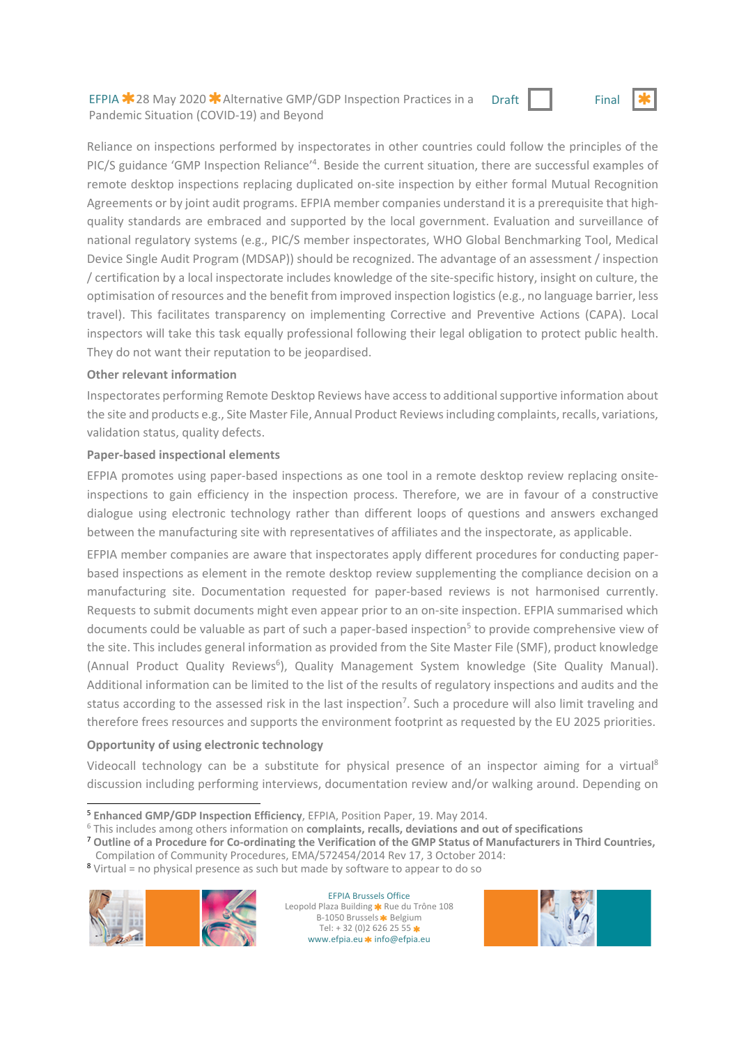Reliance on inspections performed by inspectorates in other countries could follow the principles of the PIC/S guidance 'GMP Inspection Reliance'[4]. Beside the current situation, there are successful examples of remote desktop inspections replacing duplicated on-site inspection by either formal Mutual Recognition Agreements or by joint audit programs. EFPIA member companies understand it is a prerequisite that high-quality standards are embraced and supported by the local government. Evaluation and surveillance of national regulatory systems (e.g., PIC/S member inspectorates, WHO Global Benchmarking Tool, Medical Device Single Audit Program (MDSAP)) should be recognized. The advantage of an assessment / inspection / certification by a local inspectorate includes knowledge of the site-specific history, insight on culture, the optimisation of resources and the benefit from improved inspection logistics (e.g., no language barrier, less travel). This facilitates transparency on implementing Corrective and Preventive Actions (CAPA). Local inspectors will take this task equally professional following their legal obligation to protect public health. They do not want their reputation to be jeopardised.

**Other relevant information**

Inspectorates performing Remote Desktop Reviews have access to additional supportive information about the site and products e.g., Site Master File, Annual Product Reviews including complaints, recalls, variations, validation status, quality defects.

**Paper-based inspectional elements**

EFPIA promotes using paper-based inspections as one tool in a remote desktop review replacing onsite-inspections to gain efficiency in the inspection process. Therefore, we are in favour of a constructive dialogue using electronic technology rather than different loops of questions and answers exchanged between the manufacturing site with representatives of affiliates and the inspectorate, as applicable.

EFPIA member companies are aware that inspectorates apply different procedures for conducting paper-based inspections as element in the remote desktop review supplementing the compliance decision on a manufacturing site. Documentation requested for paper-based reviews is not harmonised currently. Requests to submit documents might even appear prior to an on-site inspection. EFPIA summarised which documents could be valuable as part of such a paper-based inspection[5] to provide comprehensive view of the site. This includes general information as provided from the Site Master File (SMF), product knowledge (Annual Product Quality Reviews[6]), Quality Management System knowledge (Site Quality Manual). Additional information can be limited to the list of the results of regulatory inspections and audits and the status according to the assessed risk in the last inspection[7]. Such a procedure will also limit traveling and therefore frees resources and supports the environment footprint as requested by the EU 2025 priorities.

**Opportunity of using electronic technology**

Videocall technology can be a substitute for physical presence of an inspector aiming for a virtual[8] discussion including performing interviews, documentation review and/or walking around. Depending on

---

[5] **Enhanced GMP/GDP Inspection Efficiency**, EFPIA, Position Paper, 19. May 2014.

[6] This includes among others information on **complaints, recalls, deviations and out of specifications**

[7] **Outline of a Procedure for Co-ordinating the Verification of the GMP Status of Manufacturers in Third Countries,** Compilation of Community Procedures, EMA/572454/2014 Rev 17, 3 October 2014:

[8] Virtual = no physical presence as such but made by software to appear to do so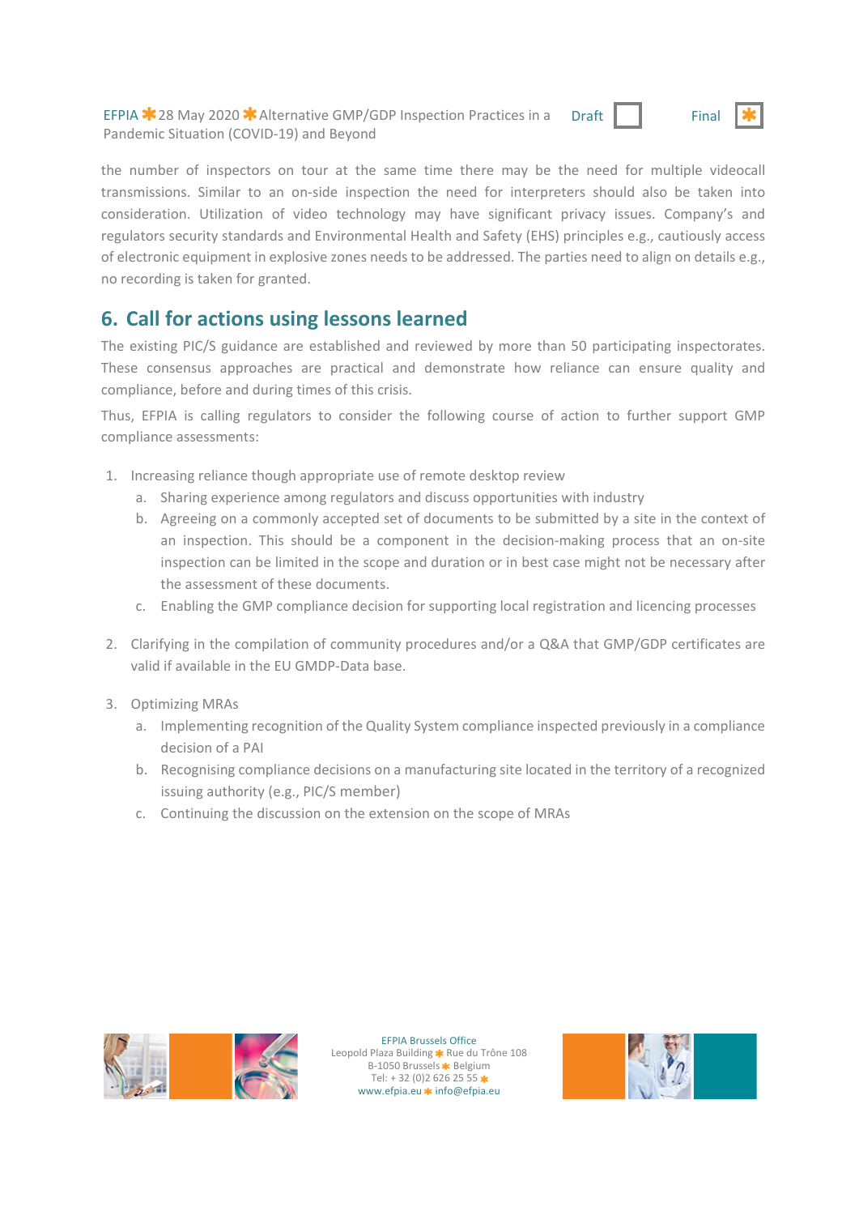the number of inspectors on tour at the same time there may be the need for multiple videocall transmissions. Similar to an on-side inspection the need for interpreters should also be taken into consideration. Utilization of video technology may have significant privacy issues. Company's and regulators security standards and Environmental Health and Safety (EHS) principles e.g., cautiously access of electronic equipment in explosive zones needs to be addressed. The parties need to align on details e.g., no recording is taken for granted.

## 6. Call for actions using lessons learned

The existing PIC/S guidance are established and reviewed by more than 50 participating inspectorates. These consensus approaches are practical and demonstrate how reliance can ensure quality and compliance, before and during times of this crisis.

Thus, EFPIA is calling regulators to consider the following course of action to further support GMP compliance assessments:

1. Increasing reliance though appropriate use of remote desktop review
   a. Sharing experience among regulators and discuss opportunities with industry
   b. Agreeing on a commonly accepted set of documents to be submitted by a site in the context of an inspection. This should be a component in the decision-making process that an on-site inspection can be limited in the scope and duration or in best case might not be necessary after the assessment of these documents.
   c. Enabling the GMP compliance decision for supporting local registration and licencing processes

2. Clarifying in the compilation of community procedures and/or a Q&A that GMP/GDP certificates are valid if available in the EU GMDP-Data base.

3. Optimizing MRAs
   a. Implementing recognition of the Quality System compliance inspected previously in a compliance decision of a PAI
   b. Recognising compliance decisions on a manufacturing site located in the territory of a recognized issuing authority (e.g., PIC/S member)
   c. Continuing the discussion on the extension on the scope of MRAs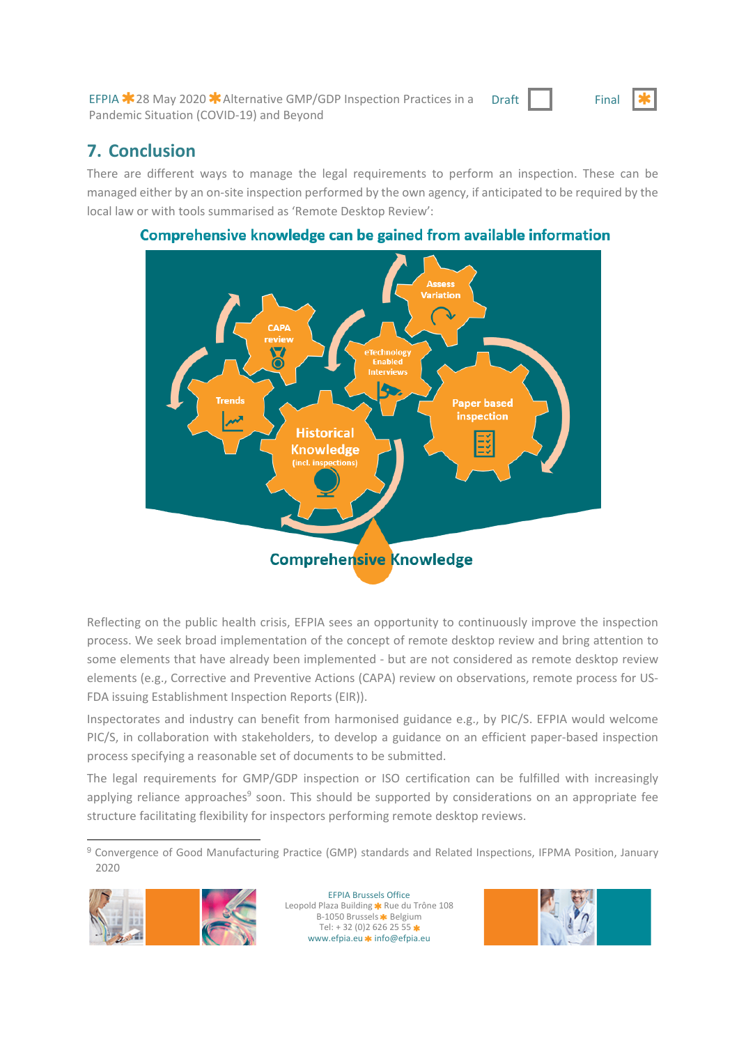## 7. Conclusion

There are different ways to manage the legal requirements to perform an inspection. These can be managed either by an on-site inspection performed by the own agency, if anticipated to be required by the local law or with tools summarised as 'Remote Desktop Review':

**Comprehensive knowledge can be gained from available information**

Assess Variation
CAPA review
eTechnology Enabled Interviews
Trends
Paper based inspection
Historical Knowledge (incl. inspections)

Comprehensive Knowledge

Reflecting on the public health crisis, EFPIA sees an opportunity to continuously improve the inspection process. We seek broad implementation of the concept of remote desktop review and bring attention to some elements that have already been implemented - but are not considered as remote desktop review elements (e.g., Corrective and Preventive Actions (CAPA) review on observations, remote process for US-FDA issuing Establishment Inspection Reports (EIR)).

Inspectorates and industry can benefit from harmonised guidance e.g., by PIC/S. EFPIA would welcome PIC/S, in collaboration with stakeholders, to develop a guidance on an efficient paper-based inspection process specifying a reasonable set of documents to be submitted.

The legal requirements for GMP/GDP inspection or ISO certification can be fulfilled with increasingly applying reliance approaches[9] soon. This should be supported by considerations on an appropriate fee structure facilitating flexibility for inspectors performing remote desktop reviews.

---

[9] Convergence of Good Manufacturing Practice (GMP) standards and Related Inspections, IFPMA Position, January 2020